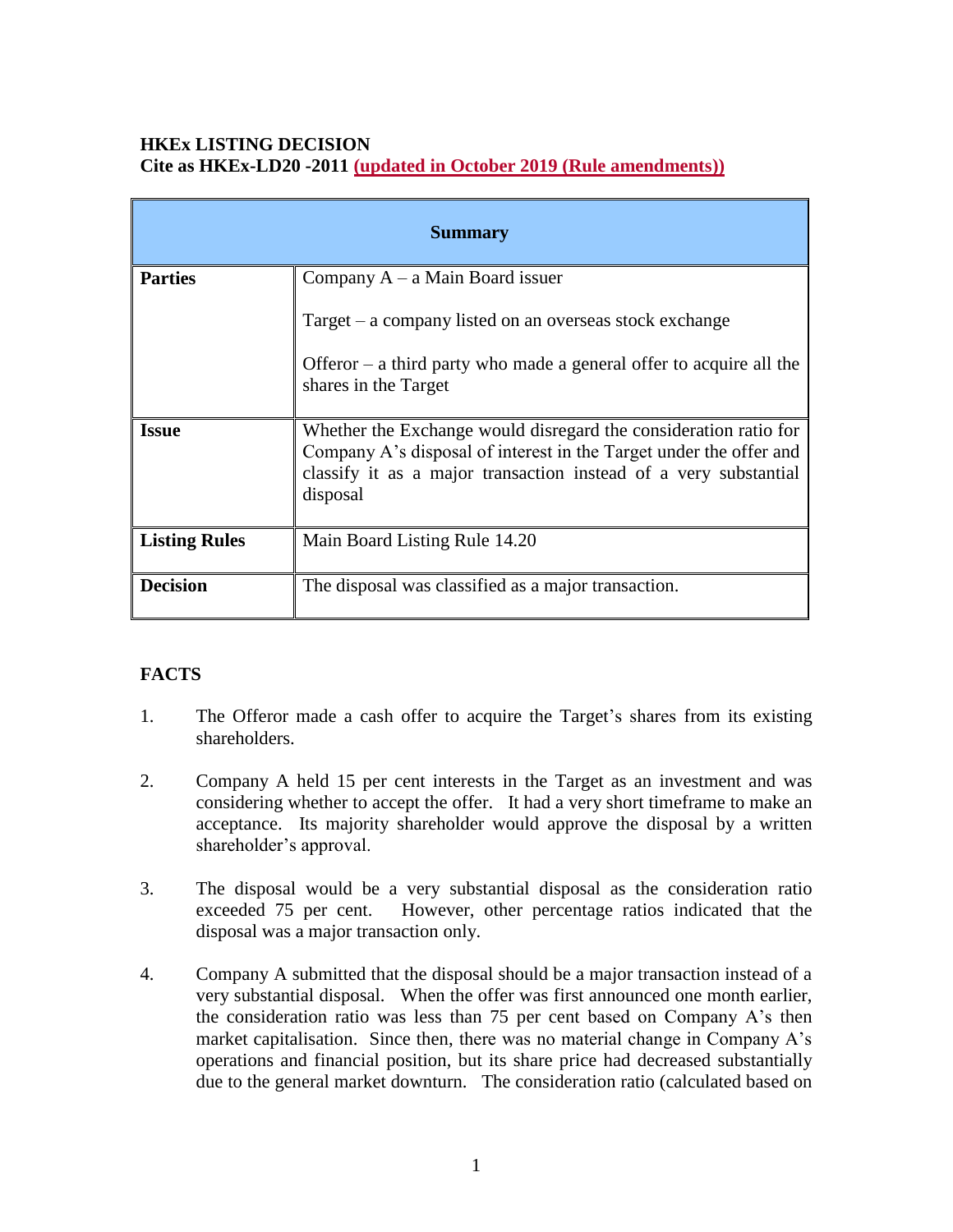**HKEx LISTING DECISION**
**Cite as HKEx-LD20 -2011 (updated in October 2019 (Rule amendments))**

| **Summary** | |
|---|---|
| **Parties** | Company A – a Main Board issuer<br><br>Target – a company listed on an overseas stock exchange<br><br>Offeror – a third party who made a general offer to acquire all the shares in the Target |
| **Issue** | Whether the Exchange would disregard the consideration ratio for Company A's disposal of interest in the Target under the offer and classify it as a major transaction instead of a very substantial disposal |
| **Listing Rules** | Main Board Listing Rule 14.20 |
| **Decision** | The disposal was classified as a major transaction. |

## FACTS

1. The Offeror made a cash offer to acquire the Target's shares from its existing shareholders.

2. Company A held 15 per cent interests in the Target as an investment and was considering whether to accept the offer. It had a very short timeframe to make an acceptance. Its majority shareholder would approve the disposal by a written shareholder's approval.

3. The disposal would be a very substantial disposal as the consideration ratio exceeded 75 per cent. However, other percentage ratios indicated that the disposal was a major transaction only.

4. Company A submitted that the disposal should be a major transaction instead of a very substantial disposal. When the offer was first announced one month earlier, the consideration ratio was less than 75 per cent based on Company A's then market capitalisation. Since then, there was no material change in Company A's operations and financial position, but its share price had decreased substantially due to the general market downturn. The consideration ratio (calculated based on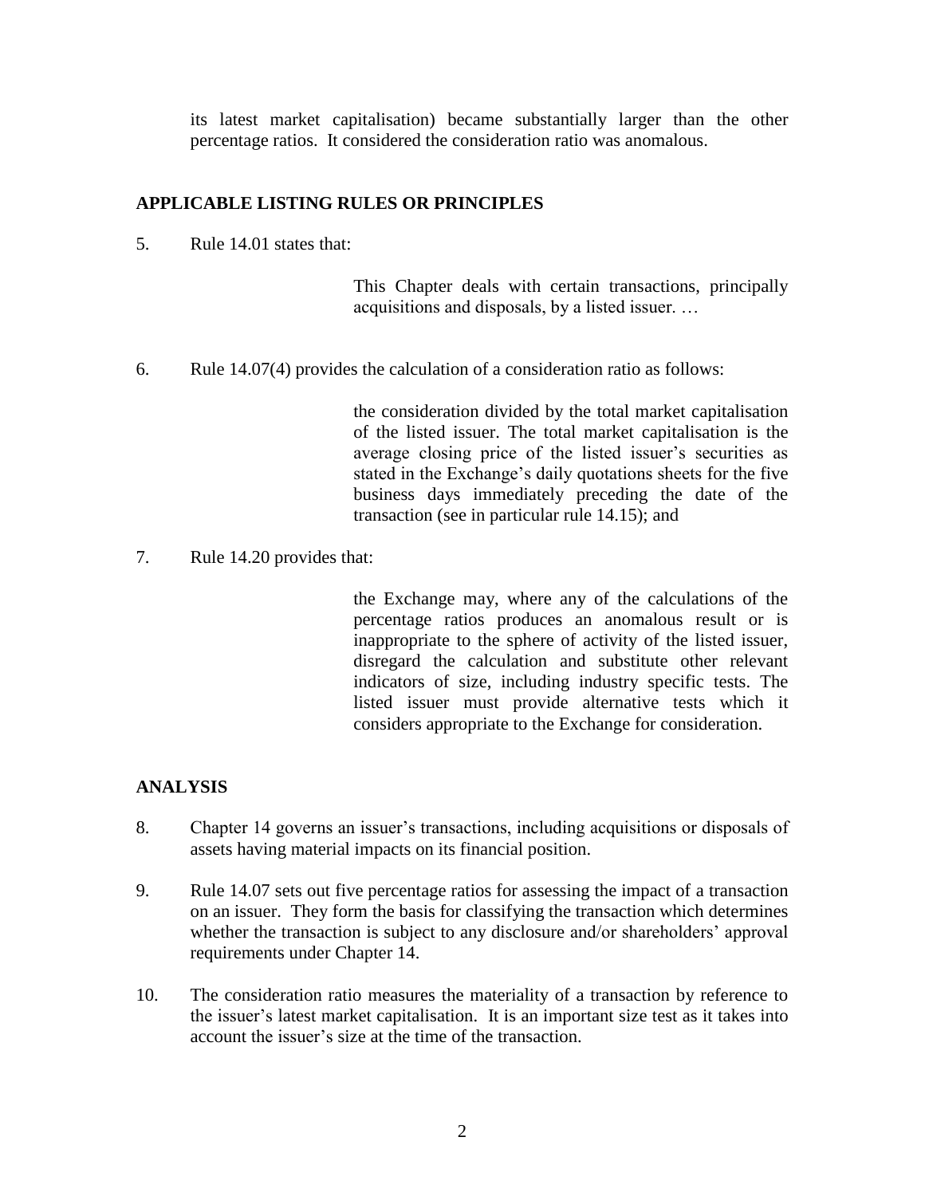its latest market capitalisation) became substantially larger than the other percentage ratios. It considered the consideration ratio was anomalous.

## APPLICABLE LISTING RULES OR PRINCIPLES

5. Rule 14.01 states that:

> This Chapter deals with certain transactions, principally acquisitions and disposals, by a listed issuer. …

6. Rule 14.07(4) provides the calculation of a consideration ratio as follows:

> the consideration divided by the total market capitalisation of the listed issuer. The total market capitalisation is the average closing price of the listed issuer's securities as stated in the Exchange's daily quotations sheets for the five business days immediately preceding the date of the transaction (see in particular rule 14.15); and

7. Rule 14.20 provides that:

> the Exchange may, where any of the calculations of the percentage ratios produces an anomalous result or is inappropriate to the sphere of activity of the listed issuer, disregard the calculation and substitute other relevant indicators of size, including industry specific tests. The listed issuer must provide alternative tests which it considers appropriate to the Exchange for consideration.

## ANALYSIS

8. Chapter 14 governs an issuer's transactions, including acquisitions or disposals of assets having material impacts on its financial position.

9. Rule 14.07 sets out five percentage ratios for assessing the impact of a transaction on an issuer. They form the basis for classifying the transaction which determines whether the transaction is subject to any disclosure and/or shareholders' approval requirements under Chapter 14.

10. The consideration ratio measures the materiality of a transaction by reference to the issuer's latest market capitalisation. It is an important size test as it takes into account the issuer's size at the time of the transaction.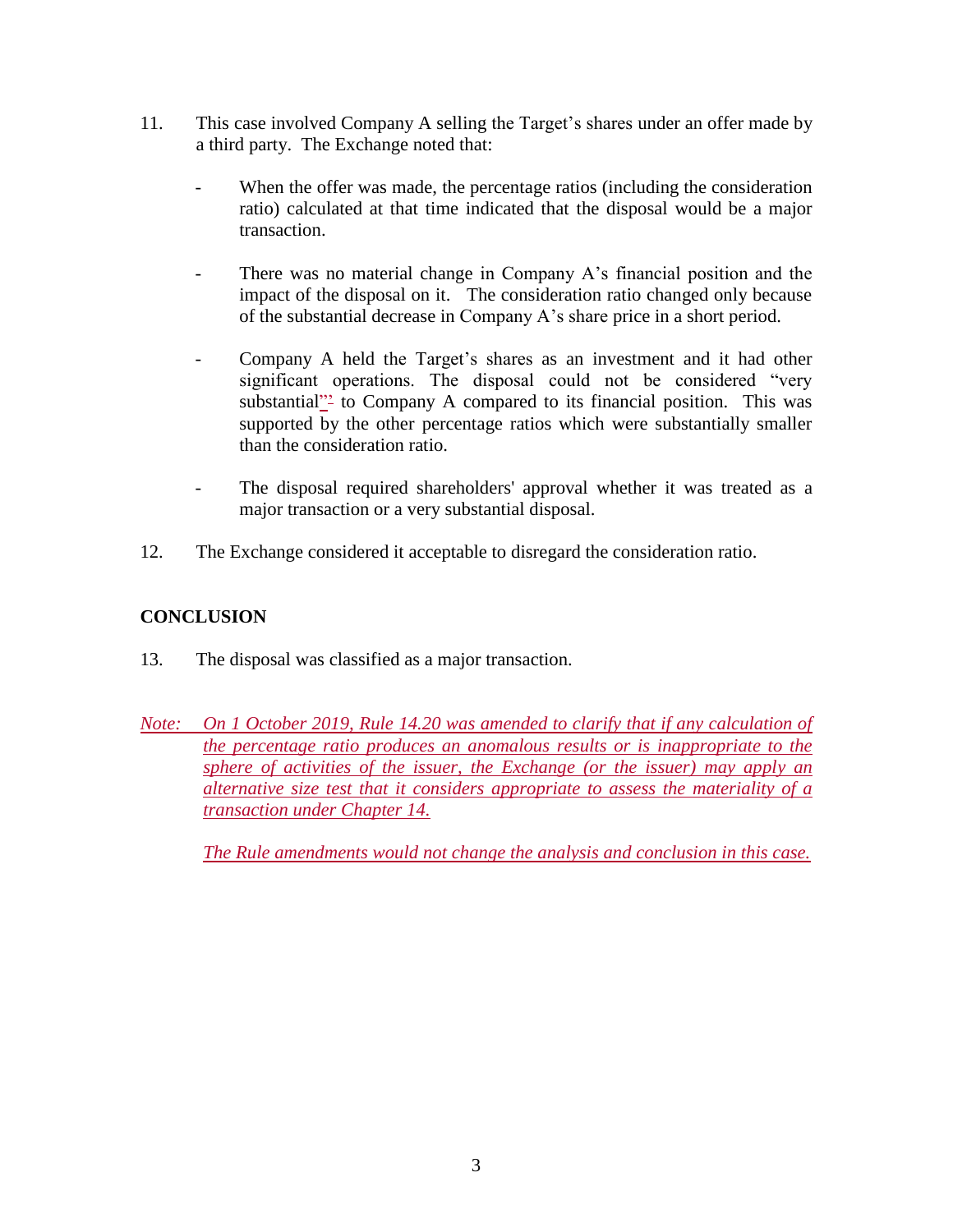11. This case involved Company A selling the Target's shares under an offer made by a third party. The Exchange noted that:

    - When the offer was made, the percentage ratios (including the consideration ratio) calculated at that time indicated that the disposal would be a major transaction.

    - There was no material change in Company A's financial position and the impact of the disposal on it. The consideration ratio changed only because of the substantial decrease in Company A's share price in a short period.

    - Company A held the Target's shares as an investment and it had other significant operations. The disposal could not be considered "very substantial" to Company A compared to its financial position. This was supported by the other percentage ratios which were substantially smaller than the consideration ratio.

    - The disposal required shareholders' approval whether it was treated as a major transaction or a very substantial disposal.

12. The Exchange considered it acceptable to disregard the consideration ratio.

## CONCLUSION

13. The disposal was classified as a major transaction.

*Note: On 1 October 2019, Rule 14.20 was amended to clarify that if any calculation of the percentage ratio produces an anomalous results or is inappropriate to the sphere of activities of the issuer, the Exchange (or the issuer) may apply an alternative size test that it considers appropriate to assess the materiality of a transaction under Chapter 14.*

*The Rule amendments would not change the analysis and conclusion in this case.*